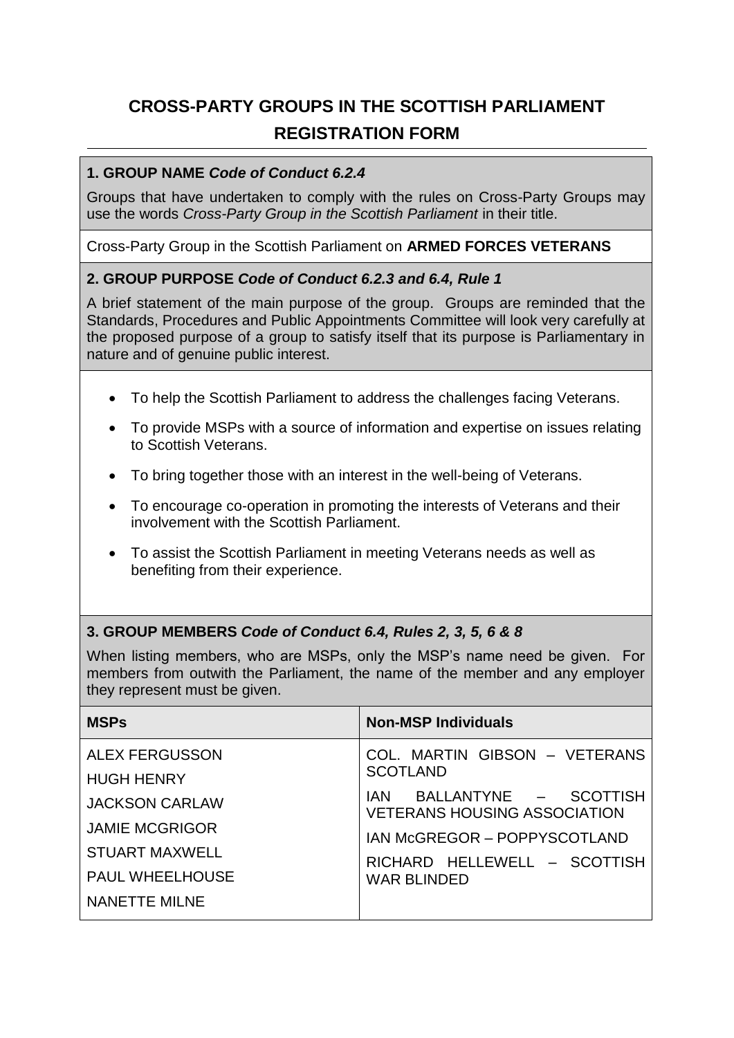# CROSS-PARTY GROUPS IN THE SCOTTISH PARLIAMENT
## REGISTRATION FORM

### 1. GROUP NAME *Code of Conduct 6.2.4*

Groups that have undertaken to comply with the rules on Cross-Party Groups may use the words *Cross-Party Group in the Scottish Parliament* in their title.

Cross-Party Group in the Scottish Parliament on **ARMED FORCES VETERANS**

### 2. GROUP PURPOSE *Code of Conduct 6.2.3 and 6.4, Rule 1*

A brief statement of the main purpose of the group. Groups are reminded that the Standards, Procedures and Public Appointments Committee will look very carefully at the proposed purpose of a group to satisfy itself that its purpose is Parliamentary in nature and of genuine public interest.

- To help the Scottish Parliament to address the challenges facing Veterans.
- To provide MSPs with a source of information and expertise on issues relating to Scottish Veterans.
- To bring together those with an interest in the well-being of Veterans.
- To encourage co-operation in promoting the interests of Veterans and their involvement with the Scottish Parliament.
- To assist the Scottish Parliament in meeting Veterans needs as well as benefiting from their experience.

### 3. GROUP MEMBERS *Code of Conduct 6.4, Rules 2, 3, 5, 6 & 8*

When listing members, who are MSPs, only the MSP's name need be given. For members from outwith the Parliament, the name of the member and any employer they represent must be given.

| MSPs | Non-MSP Individuals |
| --- | --- |
| ALEX FERGUSSON<br>HUGH HENRY<br>JACKSON CARLAW<br>JAMIE MCGRIGOR<br>STUART MAXWELL<br>PAUL WHEELHOUSE<br>NANETTE MILNE | COL. MARTIN GIBSON – VETERANS SCOTLAND<br>IAN BALLANTYNE – SCOTTISH VETERANS HOUSING ASSOCIATION<br>IAN McGREGOR – POPPYSCOTLAND<br>RICHARD HELLEWELL – SCOTTISH WAR BLINDED |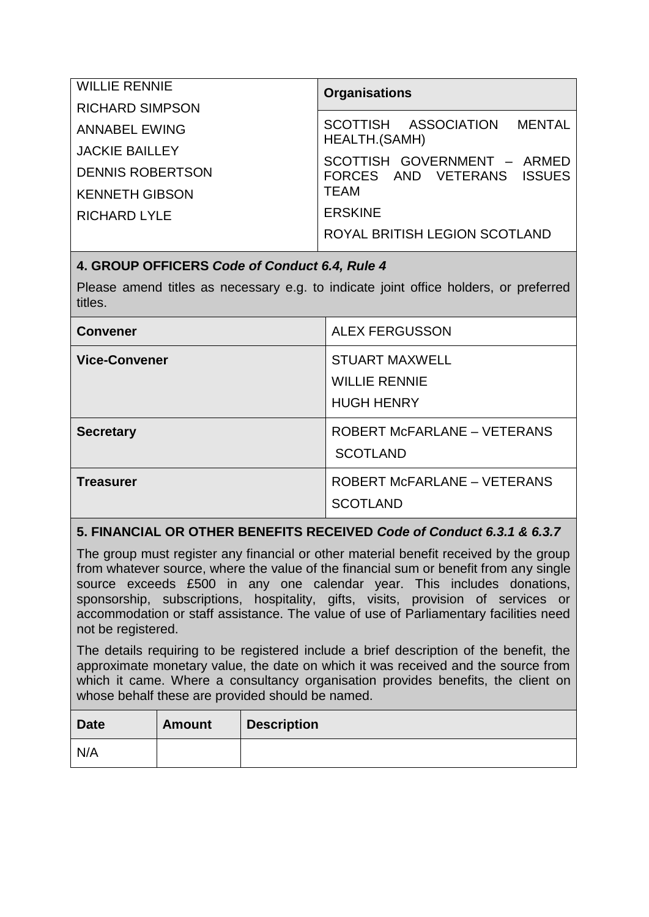| WILLIE RENNIE<br>RICHARD SIMPSON<br>ANNABEL EWING<br>JACKIE BAILLEY<br>DENNIS ROBERTSON<br>KENNETH GIBSON<br>RICHARD LYLE | **Organisations** |
|---|---|
| | SCOTTISH ASSOCIATION MENTAL HEALTH.(SAMH)<br>SCOTTISH GOVERNMENT – ARMED FORCES AND VETERANS ISSUES TEAM<br>ERSKINE<br>ROYAL BRITISH LEGION SCOTLAND |

**4. GROUP OFFICERS *Code of Conduct 6.4, Rule 4***

Please amend titles as necessary e.g. to indicate joint office holders, or preferred titles.

| | |
|---|---|
| **Convener** | ALEX FERGUSSON |
| **Vice-Convener** | STUART MAXWELL<br>WILLIE RENNIE<br>HUGH HENRY |
| **Secretary** | ROBERT McFARLANE – VETERANS SCOTLAND |
| **Treasurer** | ROBERT McFARLANE – VETERANS SCOTLAND |

**5. FINANCIAL OR OTHER BENEFITS RECEIVED *Code of Conduct 6.3.1 & 6.3.7***

The group must register any financial or other material benefit received by the group from whatever source, where the value of the financial sum or benefit from any single source exceeds £500 in any one calendar year. This includes donations, sponsorship, subscriptions, hospitality, gifts, visits, provision of services or accommodation or staff assistance. The value of use of Parliamentary facilities need not be registered.

The details requiring to be registered include a brief description of the benefit, the approximate monetary value, the date on which it was received and the source from which it came. Where a consultancy organisation provides benefits, the client on whose behalf these are provided should be named.

| Date | Amount | Description |
|---|---|---|
| N/A | | |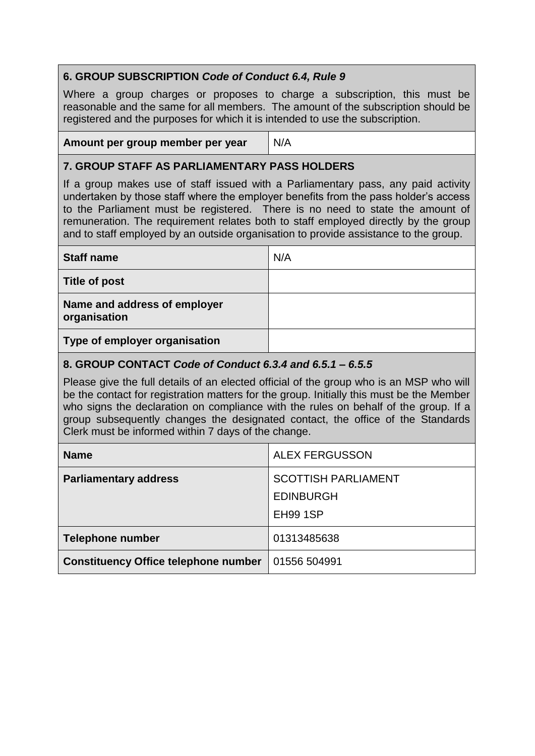## 6. GROUP SUBSCRIPTION *Code of Conduct 6.4, Rule 9*

Where a group charges or proposes to charge a subscription, this must be reasonable and the same for all members. The amount of the subscription should be registered and the purposes for which it is intended to use the subscription.

| | |
|---|---|
| **Amount per group member per year** | N/A |

## 7. GROUP STAFF AS PARLIAMENTARY PASS HOLDERS

If a group makes use of staff issued with a Parliamentary pass, any paid activity undertaken by those staff where the employer benefits from the pass holder's access to the Parliament must be registered. There is no need to state the amount of remuneration. The requirement relates both to staff employed directly by the group and to staff employed by an outside organisation to provide assistance to the group.

| | |
|---|---|
| **Staff name** | N/A |
| **Title of post** | |
| **Name and address of employer organisation** | |
| **Type of employer organisation** | |

## 8. GROUP CONTACT *Code of Conduct 6.3.4 and 6.5.1 – 6.5.5*

Please give the full details of an elected official of the group who is an MSP who will be the contact for registration matters for the group. Initially this must be the Member who signs the declaration on compliance with the rules on behalf of the group. If a group subsequently changes the designated contact, the office of the Standards Clerk must be informed within 7 days of the change.

| | |
|---|---|
| **Name** | ALEX FERGUSSON |
| **Parliamentary address** | SCOTTISH PARLIAMENT<br>EDINBURGH<br>EH99 1SP |
| **Telephone number** | 01313485638 |
| **Constituency Office telephone number** | 01556 504991 |